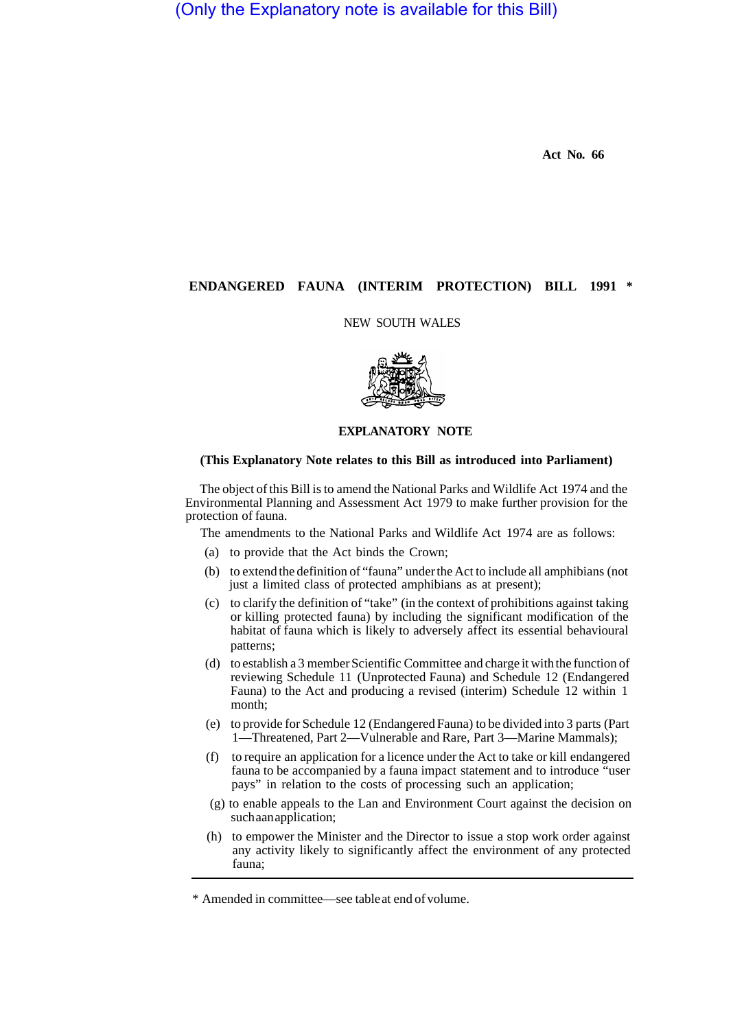(Only the Explanatory note is available for this Bill)

Act No. 66

## ENDANGERED FAUNA (INTERIM PROTECTION) BILL 1991 *

NEW SOUTH WALES

## EXPLANATORY NOTE

**(This Explanatory Note relates to this Bill as introduced into Parliament)**

The object of this Bill is to amend the National Parks and Wildlife Act 1974 and the Environmental Planning and Assessment Act 1979 to make further provision for the protection of fauna.

The amendments to the National Parks and Wildlife Act 1974 are as follows:

(a) to provide that the Act binds the Crown;

(b) to extend the definition of "fauna" under the Act to include all amphibians (not just a limited class of protected amphibians as at present);

(c) to clarify the definition of "take" (in the context of prohibitions against taking or killing protected fauna) by including the significant modification of the habitat of fauna which is likely to adversely affect its essential behavioural patterns;

(d) to establish a 3 member Scientific Committee and charge it with the function of reviewing Schedule 11 (Unprotected Fauna) and Schedule 12 (Endangered Fauna) to the Act and producing a revised (interim) Schedule 12 within 1 month;

(e) to provide for Schedule 12 (Endangered Fauna) to be divided into 3 parts (Part 1—Threatened, Part 2—Vulnerable and Rare, Part 3—Marine Mammals);

(f) to require an application for a licence under the Act to take or kill endangered fauna to be accompanied by a fauna impact statement and to introduce "user pays" in relation to the costs of processing such an application;

(g) to enable appeals to the Lan and Environment Court against the decision on such a an application;

(h) to empower the Minister and the Director to issue a stop work order against any activity likely to significantly affect the environment of any protected fauna;

* Amended in committee—see table at end of volume.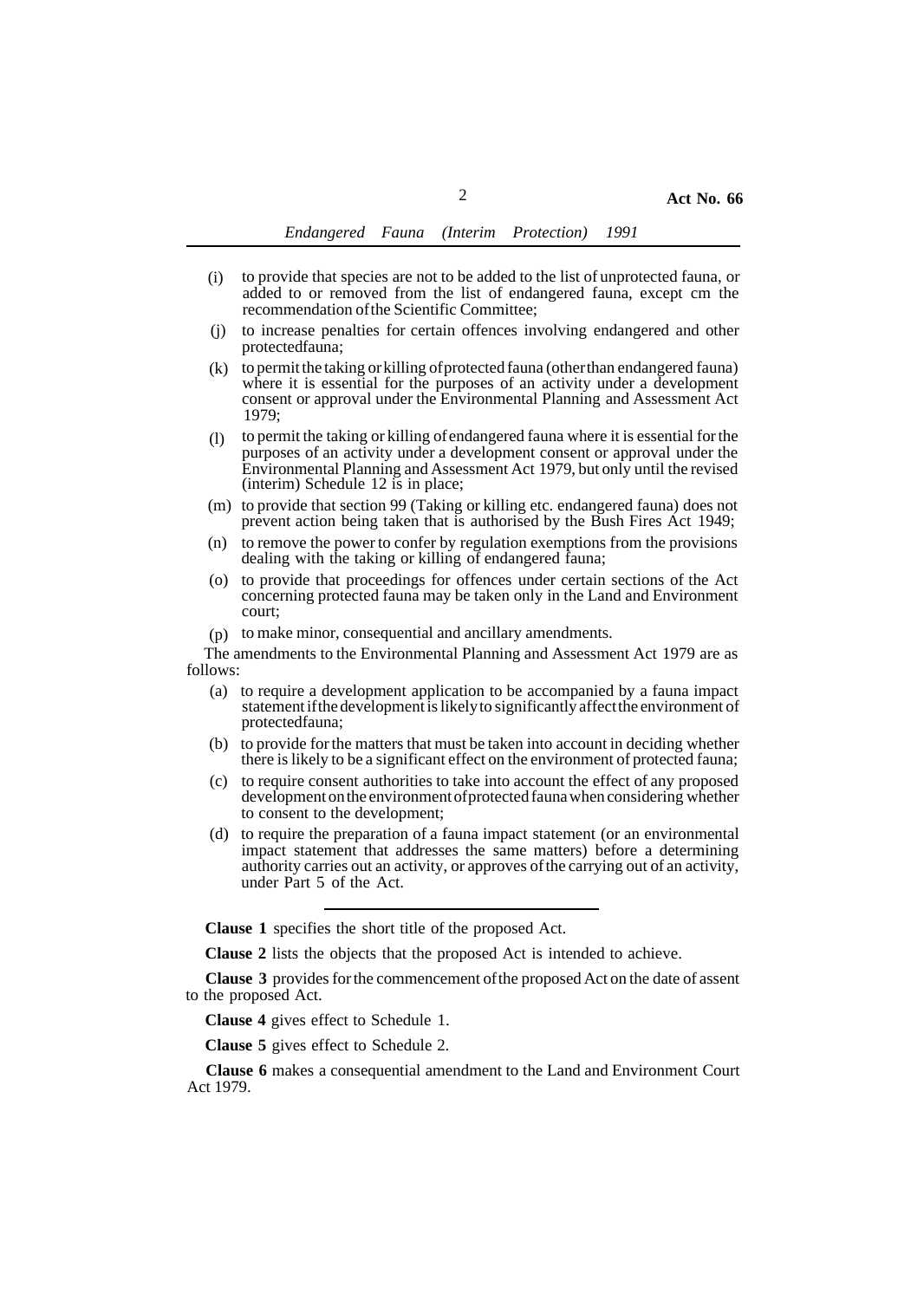- (i) to provide that species are not to be added to the list of unprotected fauna, or added to or removed from the list of endangered fauna, except cm the recommendation of the Scientific Committee;
- (j) to increase penalties for certain offences involving endangered and other protected fauna;
- (k) to permit the taking or killing of protected fauna (other than endangered fauna) where it is essential for the purposes of an activity under a development consent or approval under the Environmental Planning and Assessment Act 1979;
- (l) to permit the taking or killing of endangered fauna where it is essential for the purposes of an activity under a development consent or approval under the Environmental Planning and Assessment Act 1979, but only until the revised (interim) Schedule 12 is in place;
- (m) to provide that section 99 (Taking or killing etc. endangered fauna) does not prevent action being taken that is authorised by the Bush Fires Act 1949;
- (n) to remove the power to confer by regulation exemptions from the provisions dealing with the taking or killing of endangered fauna;
- (o) to provide that proceedings for offences under certain sections of the Act concerning protected fauna may be taken only in the Land and Environment court;
- (p) to make minor, consequential and ancillary amendments.

The amendments to the Environmental Planning and Assessment Act 1979 are as follows:

- (a) to require a development application to be accompanied by a fauna impact statement if the development is likely to significantly affect the environment of protected fauna;
- (b) to provide for the matters that must be taken into account in deciding whether there is likely to be a significant effect on the environment of protected fauna;
- (c) to require consent authorities to take into account the effect of any proposed development on the environment of protected fauna when considering whether to consent to the development;
- (d) to require the preparation of a fauna impact statement (or an environmental impact statement that addresses the same matters) before a determining authority carries out an activity, or approves of the carrying out of an activity, under Part 5 of the Act.

---

**Clause 1** specifies the short title of the proposed Act.

**Clause 2** lists the objects that the proposed Act is intended to achieve.

**Clause 3** provides for the commencement of the proposed Act on the date of assent to the proposed Act.

**Clause 4** gives effect to Schedule 1.

**Clause 5** gives effect to Schedule 2.

**Clause 6** makes a consequential amendment to the Land and Environment Court Act 1979.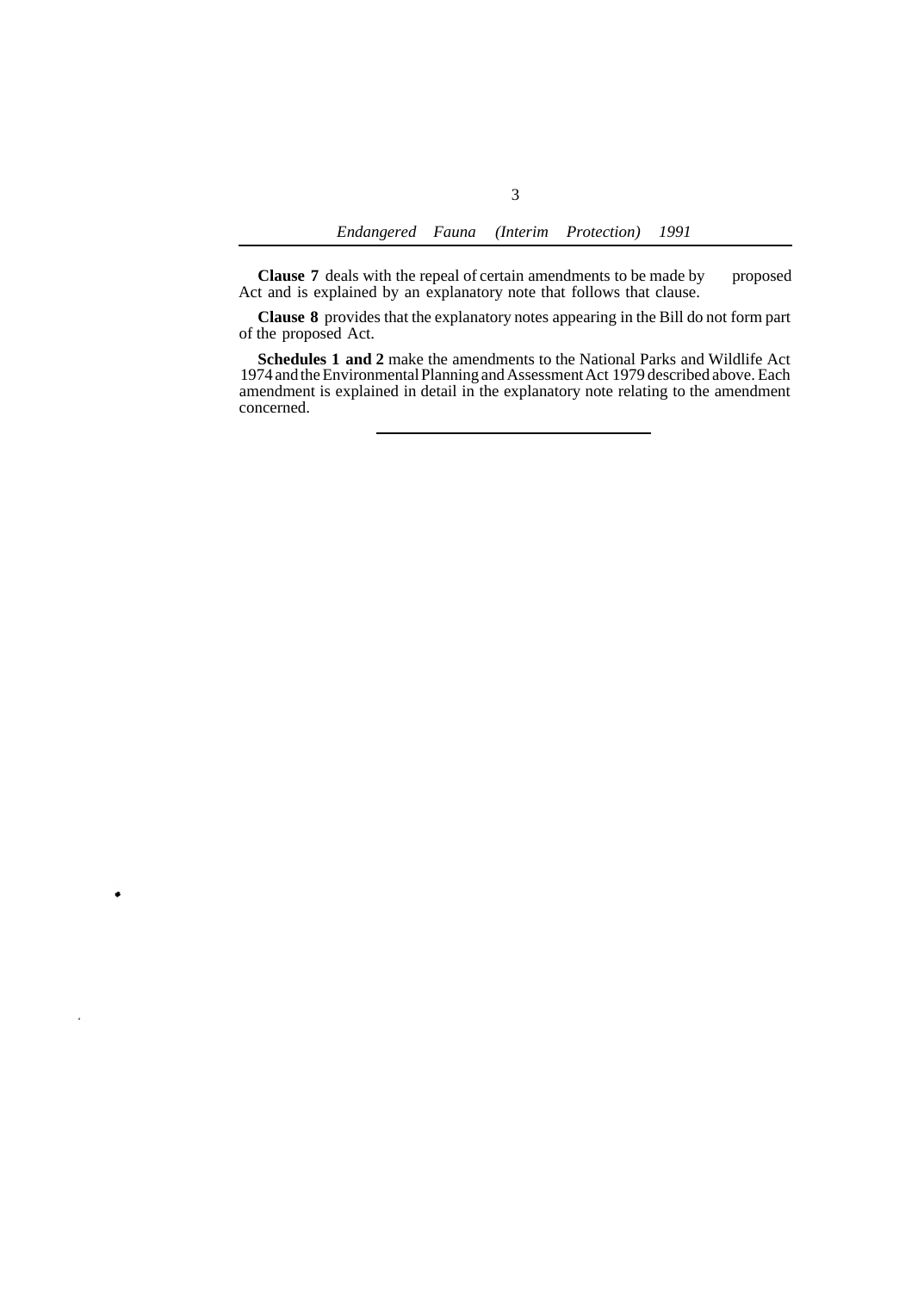**Clause 7** deals with the repeal of certain amendments to be made by proposed Act and is explained by an explanatory note that follows that clause.

**Clause 8** provides that the explanatory notes appearing in the Bill do not form part of the proposed Act.

**Schedules 1 and 2** make the amendments to the National Parks and Wildlife Act 1974 and the Environmental Planning and Assessment Act 1979 described above. Each amendment is explained in detail in the explanatory note relating to the amendment concerned.